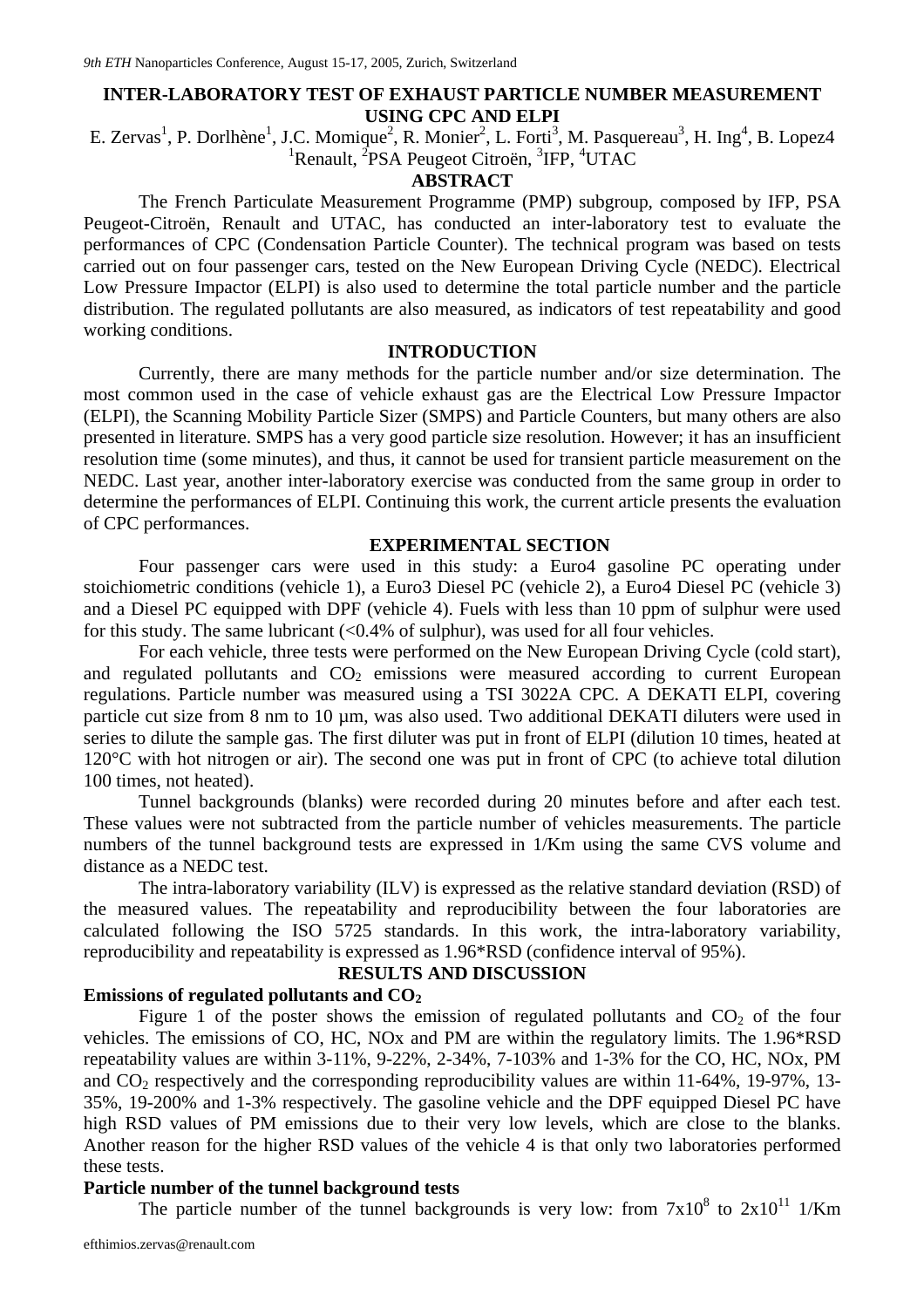# INTER-LABORATORY TEST OF EXHAUST PARTICLE NUMBER MEASUREMENT USING CPC AND ELPI

E. Zervas[1], P. Dorlhène[1], J.C. Momique[2], R. Monier[2], L. Forti[3], M. Pasquereau[3], H. Ing[4], B. Lopez4

[1]Renault, [2]PSA Peugeot Citroën, [3]IFP, [4]UTAC

## ABSTRACT

The French Particulate Measurement Programme (PMP) subgroup, composed by IFP, PSA Peugeot-Citroën, Renault and UTAC, has conducted an inter-laboratory test to evaluate the performances of CPC (Condensation Particle Counter). The technical program was based on tests carried out on four passenger cars, tested on the New European Driving Cycle (NEDC). Electrical Low Pressure Impactor (ELPI) is also used to determine the total particle number and the particle distribution. The regulated pollutants are also measured, as indicators of test repeatability and good working conditions.

## INTRODUCTION

Currently, there are many methods for the particle number and/or size determination. The most common used in the case of vehicle exhaust gas are the Electrical Low Pressure Impactor (ELPI), the Scanning Mobility Particle Sizer (SMPS) and Particle Counters, but many others are also presented in literature. SMPS has a very good particle size resolution. However; it has an insufficient resolution time (some minutes), and thus, it cannot be used for transient particle measurement on the NEDC. Last year, another inter-laboratory exercise was conducted from the same group in order to determine the performances of ELPI. Continuing this work, the current article presents the evaluation of CPC performances.

## EXPERIMENTAL SECTION

Four passenger cars were used in this study: a Euro4 gasoline PC operating under stoichiometric conditions (vehicle 1), a Euro3 Diesel PC (vehicle 2), a Euro4 Diesel PC (vehicle 3) and a Diesel PC equipped with DPF (vehicle 4). Fuels with less than 10 ppm of sulphur were used for this study. The same lubricant (<0.4% of sulphur), was used for all four vehicles.

For each vehicle, three tests were performed on the New European Driving Cycle (cold start), and regulated pollutants and $CO_2$ emissions were measured according to current European regulations. Particle number was measured using a TSI 3022A CPC. A DEKATI ELPI, covering particle cut size from 8 nm to 10 µm, was also used. Two additional DEKATI diluters were used in series to dilute the sample gas. The first diluter was put in front of ELPI (dilution 10 times, heated at 120°C with hot nitrogen or air). The second one was put in front of CPC (to achieve total dilution 100 times, not heated).

Tunnel backgrounds (blanks) were recorded during 20 minutes before and after each test. These values were not subtracted from the particle number of vehicles measurements. The particle numbers of the tunnel background tests are expressed in 1/Km using the same CVS volume and distance as a NEDC test.

The intra-laboratory variability (ILV) is expressed as the relative standard deviation (RSD) of the measured values. The repeatability and reproducibility between the four laboratories are calculated following the ISO 5725 standards. In this work, the intra-laboratory variability, reproducibility and repeatability is expressed as 1.96*RSD (confidence interval of 95%).

## RESULTS AND DISCUSSION

### Emissions of regulated pollutants and $CO_2$

Figure 1 of the poster shows the emission of regulated pollutants and $CO_2$ of the four vehicles. The emissions of CO, HC, NOx and PM are within the regulatory limits. The 1.96*RSD repeatability values are within 3-11%, 9-22%, 2-34%, 7-103% and 1-3% for the CO, HC, NOx, PM and $CO_2$ respectively and the corresponding reproducibility values are within 11-64%, 19-97%, 13-35%, 19-200% and 1-3% respectively. The gasoline vehicle and the DPF equipped Diesel PC have high RSD values of PM emissions due to their very low levels, which are close to the blanks. Another reason for the higher RSD values of the vehicle 4 is that only two laboratories performed these tests.

### Particle number of the tunnel background tests

The particle number of the tunnel backgrounds is very low: from $7x10^8$ to $2x10^{11}$ 1/Km

efthimios.zervas@renault.com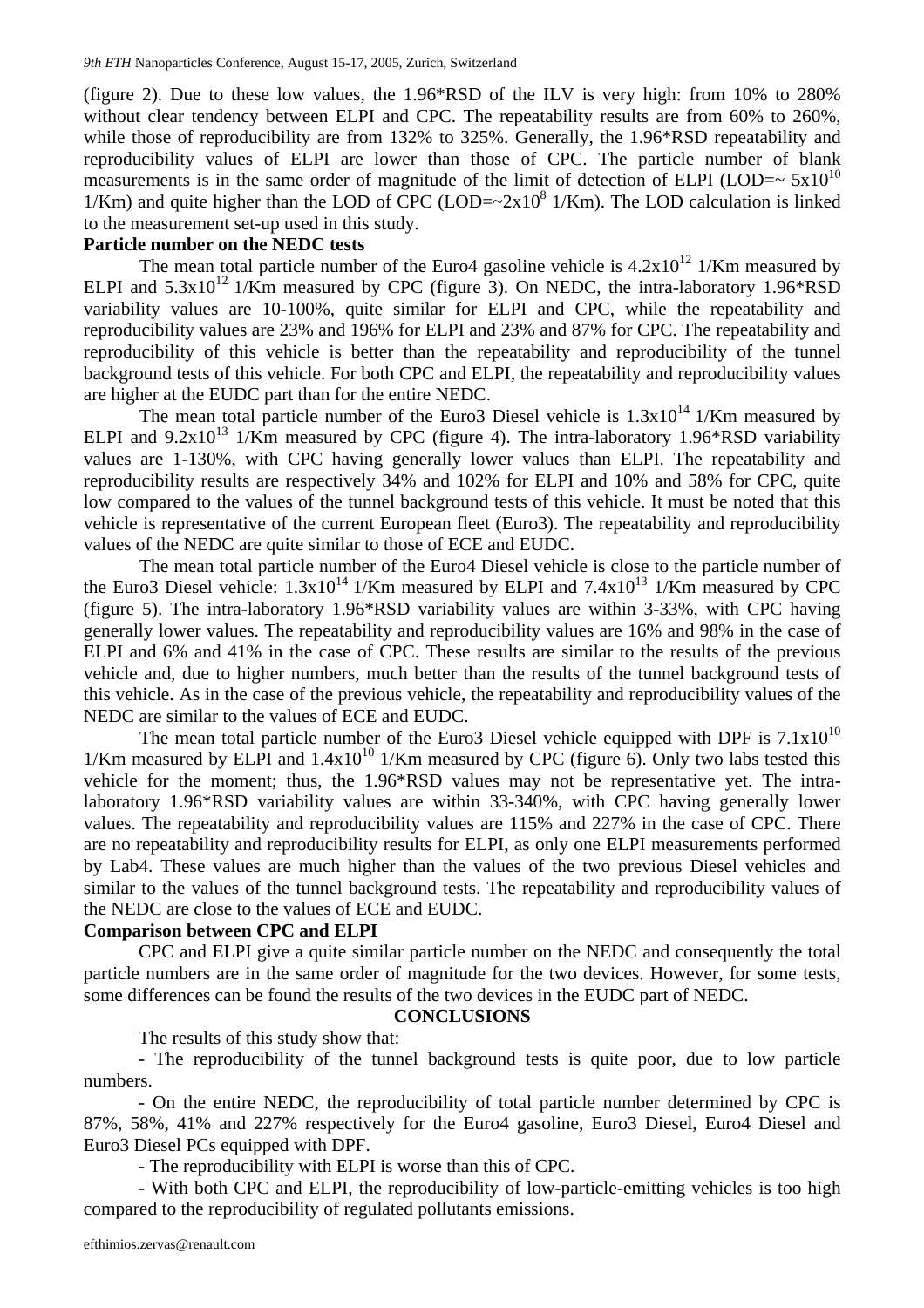(figure 2). Due to these low values, the 1.96*RSD of the ILV is very high: from 10% to 280% without clear tendency between ELPI and CPC. The repeatability results are from 60% to 260%, while those of reproducibility are from 132% to 325%. Generally, the 1.96*RSD repeatability and reproducibility values of ELPI are lower than those of CPC. The particle number of blank measurements is in the same order of magnitude of the limit of detection of ELPI (LOD=~ $5x10^{10}$ 1/Km) and quite higher than the LOD of CPC (LOD=~$2x10^{8}$ 1/Km). The LOD calculation is linked to the measurement set-up used in this study.

**Particle number on the NEDC tests**

The mean total particle number of the Euro4 gasoline vehicle is $4.2x10^{12}$ 1/Km measured by ELPI and $5.3x10^{12}$ 1/Km measured by CPC (figure 3). On NEDC, the intra-laboratory 1.96*RSD variability values are 10-100%, quite similar for ELPI and CPC, while the repeatability and reproducibility values are 23% and 196% for ELPI and 23% and 87% for CPC. The repeatability and reproducibility of this vehicle is better than the repeatability and reproducibility of the tunnel background tests of this vehicle. For both CPC and ELPI, the repeatability and reproducibility values are higher at the EUDC part than for the entire NEDC.

The mean total particle number of the Euro3 Diesel vehicle is $1.3x10^{14}$ 1/Km measured by ELPI and $9.2x10^{13}$ 1/Km measured by CPC (figure 4). The intra-laboratory 1.96*RSD variability values are 1-130%, with CPC having generally lower values than ELPI. The repeatability and reproducibility results are respectively 34% and 102% for ELPI and 10% and 58% for CPC, quite low compared to the values of the tunnel background tests of this vehicle. It must be noted that this vehicle is representative of the current European fleet (Euro3). The repeatability and reproducibility values of the NEDC are quite similar to those of ECE and EUDC.

The mean total particle number of the Euro4 Diesel vehicle is close to the particle number of the Euro3 Diesel vehicle: $1.3x10^{14}$ 1/Km measured by ELPI and $7.4x10^{13}$ 1/Km measured by CPC (figure 5). The intra-laboratory 1.96*RSD variability values are within 3-33%, with CPC having generally lower values. The repeatability and reproducibility values are 16% and 98% in the case of ELPI and 6% and 41% in the case of CPC. These results are similar to the results of the previous vehicle and, due to higher numbers, much better than the results of the tunnel background tests of this vehicle. As in the case of the previous vehicle, the repeatability and reproducibility values of the NEDC are similar to the values of ECE and EUDC.

The mean total particle number of the Euro3 Diesel vehicle equipped with DPF is $7.1x10^{10}$ 1/Km measured by ELPI and $1.4x10^{10}$ 1/Km measured by CPC (figure 6). Only two labs tested this vehicle for the moment; thus, the 1.96*RSD values may not be representative yet. The intra-laboratory 1.96*RSD variability values are within 33-340%, with CPC having generally lower values. The repeatability and reproducibility values are 115% and 227% in the case of CPC. There are no repeatability and reproducibility results for ELPI, as only one ELPI measurements performed by Lab4. These values are much higher than the values of the two previous Diesel vehicles and similar to the values of the tunnel background tests. The repeatability and reproducibility values of the NEDC are close to the values of ECE and EUDC.

**Comparison between CPC and ELPI**

CPC and ELPI give a quite similar particle number on the NEDC and consequently the total particle numbers are in the same order of magnitude for the two devices. However, for some tests, some differences can be found the results of the two devices in the EUDC part of NEDC.

**CONCLUSIONS**

The results of this study show that:

- The reproducibility of the tunnel background tests is quite poor, due to low particle numbers.
- On the entire NEDC, the reproducibility of total particle number determined by CPC is 87%, 58%, 41% and 227% respectively for the Euro4 gasoline, Euro3 Diesel, Euro4 Diesel and Euro3 Diesel PCs equipped with DPF.
- The reproducibility with ELPI is worse than this of CPC.
- With both CPC and ELPI, the reproducibility of low-particle-emitting vehicles is too high compared to the reproducibility of regulated pollutants emissions.

efthimios.zervas@renault.com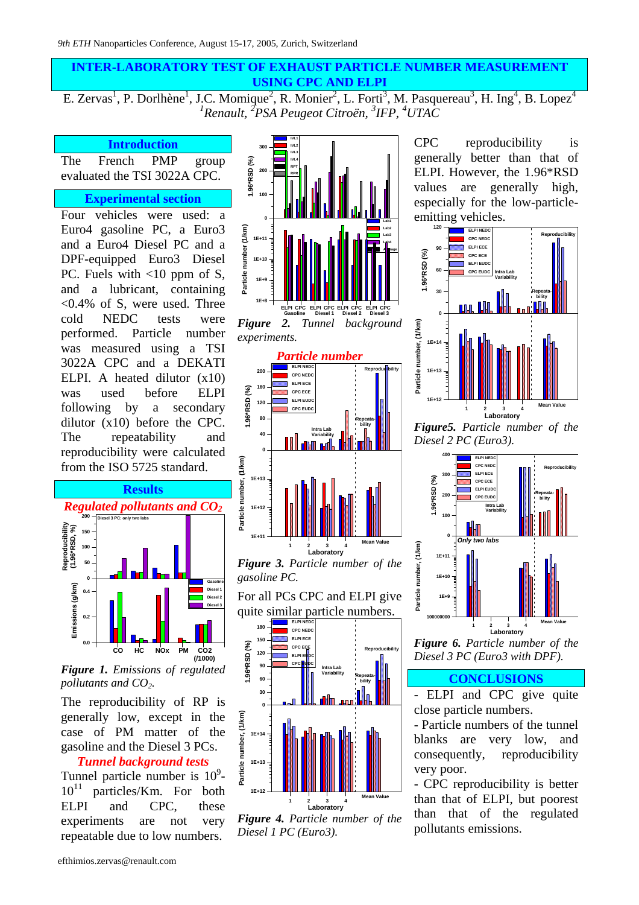# INTER-LABORATORY TEST OF EXHAUST PARTICLE NUMBER MEASUREMENT USING CPC AND ELPI

E. Zervas[1], P. Dorlhène[1], J.C. Momique[2], R. Monier[2], L. Forti[3], M. Pasquereau[3], H. Ing[4], B. Lopez[4]

[1]*Renault*, [2]*PSA Peugeot Citroën*, [3]*IFP*, [4]*UTAC*

## Introduction

The French PMP group evaluated the TSI 3022A CPC.

## Experimental section

Four vehicles were used: a Euro4 gasoline PC, a Euro3 and a Euro4 Diesel PC and a DPF-equipped Euro3 Diesel PC. Fuels with <10 ppm of S, and a lubricant, containing <0.4% of S, were used. Three cold NEDC tests were performed. Particle number was measured using a TSI 3022A CPC and a DEKATI ELPI. A heated dilutor (x10) was used before ELPI following by a secondary dilutor (x10) before the CPC. The repeatability and reproducibility were calculated from the ISO 5725 standard.

## Results

### *Regulated pollutants and $CO_2$*

Diesel 3 PC: only two labs

Reproducibility (1.96*RSD, %)

Emissions (g/km)

Gasoline
Diesel 1
Diesel 2
Diesel 3

CO HC NOx PM CO2 (/1000)

*Figure 1. Emissions of regulated pollutants and $CO_2$.*

The reproducibility of RP is generally low, except in the case of PM matter of the gasoline and the Diesel 3 PCs.

### *Tunnel background tests*

Tunnel particle number is $10^9$-$10^{11}$ particles/Km. For both ELPI and CPC, these experiments are not very repeatable due to low numbers.

1.96*RSD (%)

Particle number (1/km)

IVL1 IVL2 IVL3 IVL4 RPT RPR

Lab1 Lab2 Lab3 Lab4 Average

ELPI CPC ELPI CPC ELPI CPC ELPI CPC
Gasoline Diesel 1 Diesel 2 Diesel 3

***Figure 2.** Tunnel background experiments.*

### *Particle number*

ELPI NEDC
CPC NEDC
ELPI ECE
CPC ECE
ELPI EUDC
CPC EUDC

Intra Lab Variability
Repeatability
Reproducibility

1.96*RSD (%)

Particle number, (1/km)

Laboratory
Mean Value

***Figure 3.** Particle number of the gasoline PC.*

For all PCs CPC and ELPI give quite similar particle numbers.

ELPI NEDC
CPC NEDC
ELPI ECE
CPC ECE
ELPI EUDC
CPC EUDC

Intra Lab Variability
Repeatability
Reproducibility

1.96*RSD (%)

Particle number, (1/km)

Laboratory
Mean Value

***Figure 4.** Particle number of the Diesel 1 PC (Euro3).*

CPC reproducibility is generally better than that of ELPI. However, the 1.96*RSD values are generally high, especially for the low-particle-emitting vehicles.

ELPI NEDC
CPC NEDC
ELPI ECE
CPC ECE
ELPI EUDC
CPC EUDC

Intra Lab Variability
Repeatability
Reproducibility

1.96*RSD (%)

Particle number, (1/km)

Laboratory
Mean Value

***Figure5.** Particle number of the Diesel 2 PC (Euro3).*

ELPI NEDC
CPC NEDC
ELPI ECE
CPC ECE
ELPI EUDC
CPC EUDC

Intra Lab Variability
Repeatability
Reproducibility

Only two labs

1.96*RSD (%)

Particle number, (1/km)

Laboratory
Mean Value

***Figure 6.** Particle number of the Diesel 3 PC (Euro3 with DPF).*

## CONCLUSIONS

- ELPI and CPC give quite close particle numbers.
- Particle numbers of the tunnel blanks are very low, and consequently, reproducibility very poor.
- CPC reproducibility is better than that of ELPI, but poorest than that of the regulated pollutants emissions.

efthimios.zervas@renault.com